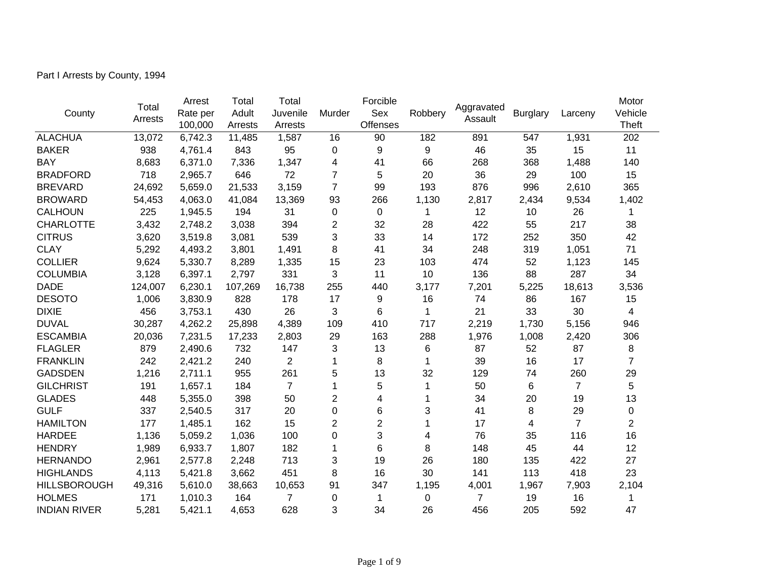Part I Arrests by County, 1994

| County | Total Arrests | Arrest Rate per 100,000 | Total Adult Arrests | Total Juvenile Arrests | Murder | Forcible Sex Offenses | Robbery | Aggravated Assault | Burglary | Larceny | Motor Vehicle Theft |
|---|---|---|---|---|---|---|---|---|---|---|---|
| ALACHUA | 13,072 | 6,742.3 | 11,485 | 1,587 | 16 | 90 | 182 | 891 | 547 | 1,931 | 202 |
| BAKER | 938 | 4,761.4 | 843 | 95 | 0 | 9 | 9 | 46 | 35 | 15 | 11 |
| BAY | 8,683 | 6,371.0 | 7,336 | 1,347 | 4 | 41 | 66 | 268 | 368 | 1,488 | 140 |
| BRADFORD | 718 | 2,965.7 | 646 | 72 | 7 | 5 | 20 | 36 | 29 | 100 | 15 |
| BREVARD | 24,692 | 5,659.0 | 21,533 | 3,159 | 7 | 99 | 193 | 876 | 996 | 2,610 | 365 |
| BROWARD | 54,453 | 4,063.0 | 41,084 | 13,369 | 93 | 266 | 1,130 | 2,817 | 2,434 | 9,534 | 1,402 |
| CALHOUN | 225 | 1,945.5 | 194 | 31 | 0 | 0 | 1 | 12 | 10 | 26 | 1 |
| CHARLOTTE | 3,432 | 2,748.2 | 3,038 | 394 | 2 | 32 | 28 | 422 | 55 | 217 | 38 |
| CITRUS | 3,620 | 3,519.8 | 3,081 | 539 | 3 | 33 | 14 | 172 | 252 | 350 | 42 |
| CLAY | 5,292 | 4,493.2 | 3,801 | 1,491 | 8 | 41 | 34 | 248 | 319 | 1,051 | 71 |
| COLLIER | 9,624 | 5,330.7 | 8,289 | 1,335 | 15 | 23 | 103 | 474 | 52 | 1,123 | 145 |
| COLUMBIA | 3,128 | 6,397.1 | 2,797 | 331 | 3 | 11 | 10 | 136 | 88 | 287 | 34 |
| DADE | 124,007 | 6,230.1 | 107,269 | 16,738 | 255 | 440 | 3,177 | 7,201 | 5,225 | 18,613 | 3,536 |
| DESOTO | 1,006 | 3,830.9 | 828 | 178 | 17 | 9 | 16 | 74 | 86 | 167 | 15 |
| DIXIE | 456 | 3,753.1 | 430 | 26 | 3 | 6 | 1 | 21 | 33 | 30 | 4 |
| DUVAL | 30,287 | 4,262.2 | 25,898 | 4,389 | 109 | 410 | 717 | 2,219 | 1,730 | 5,156 | 946 |
| ESCAMBIA | 20,036 | 7,231.5 | 17,233 | 2,803 | 29 | 163 | 288 | 1,976 | 1,008 | 2,420 | 306 |
| FLAGLER | 879 | 2,490.6 | 732 | 147 | 3 | 13 | 6 | 87 | 52 | 87 | 8 |
| FRANKLIN | 242 | 2,421.2 | 240 | 2 | 1 | 8 | 1 | 39 | 16 | 17 | 7 |
| GADSDEN | 1,216 | 2,711.1 | 955 | 261 | 5 | 13 | 32 | 129 | 74 | 260 | 29 |
| GILCHRIST | 191 | 1,657.1 | 184 | 7 | 1 | 5 | 1 | 50 | 6 | 7 | 5 |
| GLADES | 448 | 5,355.0 | 398 | 50 | 2 | 4 | 1 | 34 | 20 | 19 | 13 |
| GULF | 337 | 2,540.5 | 317 | 20 | 0 | 6 | 3 | 41 | 8 | 29 | 0 |
| HAMILTON | 177 | 1,485.1 | 162 | 15 | 2 | 2 | 1 | 17 | 4 | 7 | 2 |
| HARDEE | 1,136 | 5,059.2 | 1,036 | 100 | 0 | 3 | 4 | 76 | 35 | 116 | 16 |
| HENDRY | 1,989 | 6,933.7 | 1,807 | 182 | 1 | 6 | 8 | 148 | 45 | 44 | 12 |
| HERNANDO | 2,961 | 2,577.8 | 2,248 | 713 | 3 | 19 | 26 | 180 | 135 | 422 | 27 |
| HIGHLANDS | 4,113 | 5,421.8 | 3,662 | 451 | 8 | 16 | 30 | 141 | 113 | 418 | 23 |
| HILLSBOROUGH | 49,316 | 5,610.0 | 38,663 | 10,653 | 91 | 347 | 1,195 | 4,001 | 1,967 | 7,903 | 2,104 |
| HOLMES | 171 | 1,010.3 | 164 | 7 | 0 | 1 | 0 | 7 | 19 | 16 | 1 |
| INDIAN RIVER | 5,281 | 5,421.1 | 4,653 | 628 | 3 | 34 | 26 | 456 | 205 | 592 | 47 |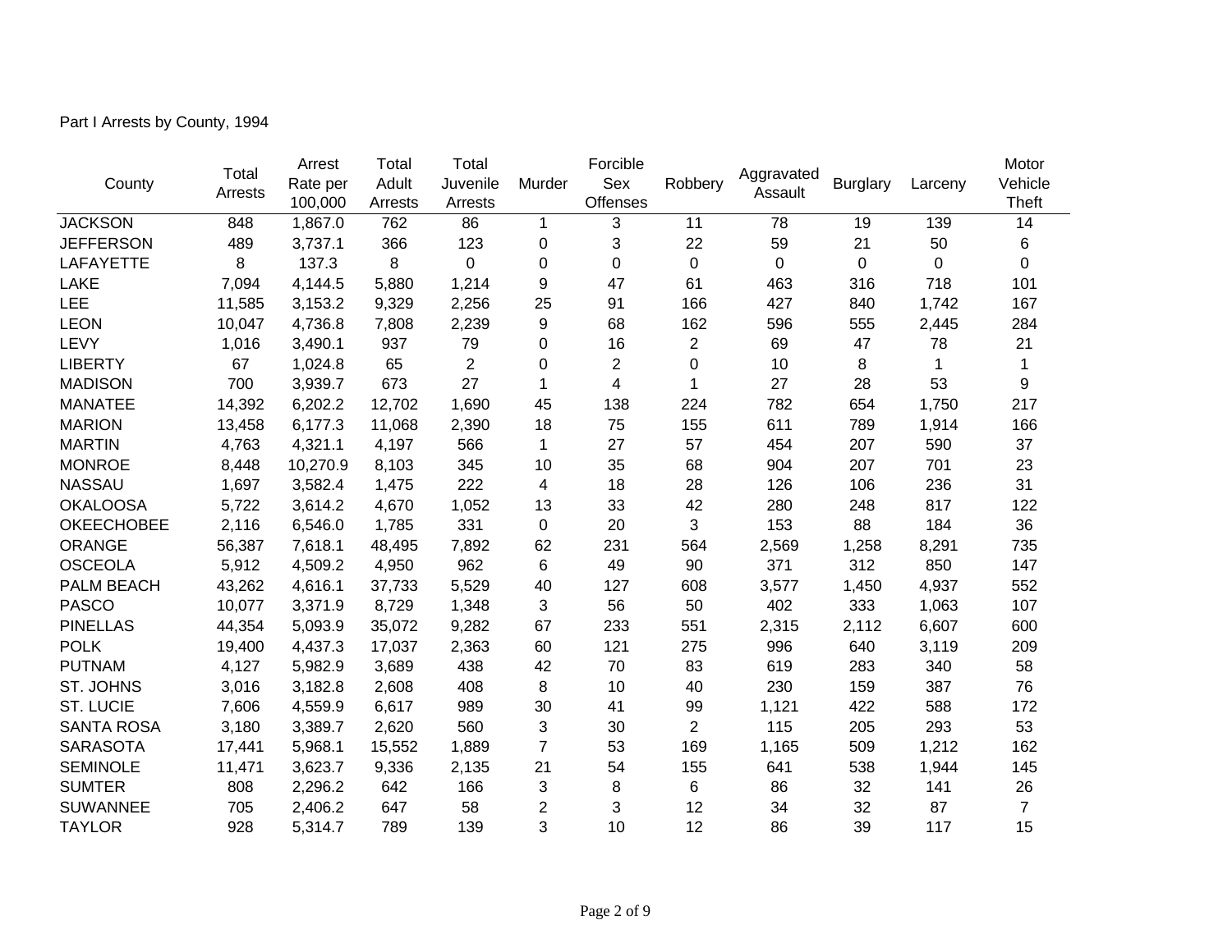Part I Arrests by County, 1994

| County | Total Arrests | Arrest Rate per 100,000 | Total Adult Arrests | Total Juvenile Arrests | Murder | Forcible Sex Offenses | Robbery | Aggravated Assault | Burglary | Larceny | Motor Vehicle Theft |
|---|---|---|---|---|---|---|---|---|---|---|---|
| JACKSON | 848 | 1,867.0 | 762 | 86 | 1 | 3 | 11 | 78 | 19 | 139 | 14 |
| JEFFERSON | 489 | 3,737.1 | 366 | 123 | 0 | 3 | 22 | 59 | 21 | 50 | 6 |
| LAFAYETTE | 8 | 137.3 | 8 | 0 | 0 | 0 | 0 | 0 | 0 | 0 | 0 |
| LAKE | 7,094 | 4,144.5 | 5,880 | 1,214 | 9 | 47 | 61 | 463 | 316 | 718 | 101 |
| LEE | 11,585 | 3,153.2 | 9,329 | 2,256 | 25 | 91 | 166 | 427 | 840 | 1,742 | 167 |
| LEON | 10,047 | 4,736.8 | 7,808 | 2,239 | 9 | 68 | 162 | 596 | 555 | 2,445 | 284 |
| LEVY | 1,016 | 3,490.1 | 937 | 79 | 0 | 16 | 2 | 69 | 47 | 78 | 21 |
| LIBERTY | 67 | 1,024.8 | 65 | 2 | 0 | 2 | 0 | 10 | 8 | 1 | 1 |
| MADISON | 700 | 3,939.7 | 673 | 27 | 1 | 4 | 1 | 27 | 28 | 53 | 9 |
| MANATEE | 14,392 | 6,202.2 | 12,702 | 1,690 | 45 | 138 | 224 | 782 | 654 | 1,750 | 217 |
| MARION | 13,458 | 6,177.3 | 11,068 | 2,390 | 18 | 75 | 155 | 611 | 789 | 1,914 | 166 |
| MARTIN | 4,763 | 4,321.1 | 4,197 | 566 | 1 | 27 | 57 | 454 | 207 | 590 | 37 |
| MONROE | 8,448 | 10,270.9 | 8,103 | 345 | 10 | 35 | 68 | 904 | 207 | 701 | 23 |
| NASSAU | 1,697 | 3,582.4 | 1,475 | 222 | 4 | 18 | 28 | 126 | 106 | 236 | 31 |
| OKALOOSA | 5,722 | 3,614.2 | 4,670 | 1,052 | 13 | 33 | 42 | 280 | 248 | 817 | 122 |
| OKEECHOBEE | 2,116 | 6,546.0 | 1,785 | 331 | 0 | 20 | 3 | 153 | 88 | 184 | 36 |
| ORANGE | 56,387 | 7,618.1 | 48,495 | 7,892 | 62 | 231 | 564 | 2,569 | 1,258 | 8,291 | 735 |
| OSCEOLA | 5,912 | 4,509.2 | 4,950 | 962 | 6 | 49 | 90 | 371 | 312 | 850 | 147 |
| PALM BEACH | 43,262 | 4,616.1 | 37,733 | 5,529 | 40 | 127 | 608 | 3,577 | 1,450 | 4,937 | 552 |
| PASCO | 10,077 | 3,371.9 | 8,729 | 1,348 | 3 | 56 | 50 | 402 | 333 | 1,063 | 107 |
| PINELLAS | 44,354 | 5,093.9 | 35,072 | 9,282 | 67 | 233 | 551 | 2,315 | 2,112 | 6,607 | 600 |
| POLK | 19,400 | 4,437.3 | 17,037 | 2,363 | 60 | 121 | 275 | 996 | 640 | 3,119 | 209 |
| PUTNAM | 4,127 | 5,982.9 | 3,689 | 438 | 42 | 70 | 83 | 619 | 283 | 340 | 58 |
| ST. JOHNS | 3,016 | 3,182.8 | 2,608 | 408 | 8 | 10 | 40 | 230 | 159 | 387 | 76 |
| ST. LUCIE | 7,606 | 4,559.9 | 6,617 | 989 | 30 | 41 | 99 | 1,121 | 422 | 588 | 172 |
| SANTA ROSA | 3,180 | 3,389.7 | 2,620 | 560 | 3 | 30 | 2 | 115 | 205 | 293 | 53 |
| SARASOTA | 17,441 | 5,968.1 | 15,552 | 1,889 | 7 | 53 | 169 | 1,165 | 509 | 1,212 | 162 |
| SEMINOLE | 11,471 | 3,623.7 | 9,336 | 2,135 | 21 | 54 | 155 | 641 | 538 | 1,944 | 145 |
| SUMTER | 808 | 2,296.2 | 642 | 166 | 3 | 8 | 6 | 86 | 32 | 141 | 26 |
| SUWANNEE | 705 | 2,406.2 | 647 | 58 | 2 | 3 | 12 | 34 | 32 | 87 | 7 |
| TAYLOR | 928 | 5,314.7 | 789 | 139 | 3 | 10 | 12 | 86 | 39 | 117 | 15 |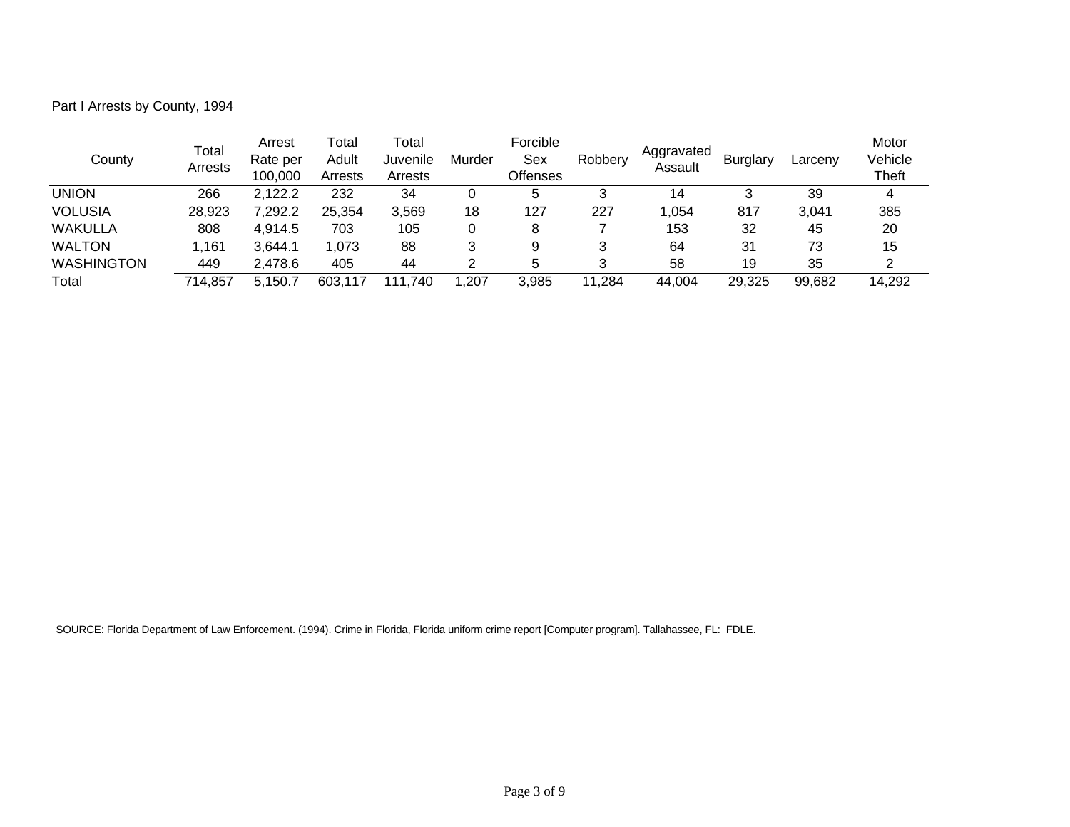Part I Arrests by County, 1994

| County | Total Arrests | Arrest Rate per 100,000 | Total Adult Arrests | Total Juvenile Arrests | Murder | Forcible Sex Offenses | Robbery | Aggravated Assault | Burglary | Larceny | Motor Vehicle Theft |
|---|---|---|---|---|---|---|---|---|---|---|---|
| UNION | 266 | 2,122.2 | 232 | 34 | 0 | 5 | 3 | 14 | 3 | 39 | 4 |
| VOLUSIA | 28,923 | 7,292.2 | 25,354 | 3,569 | 18 | 127 | 227 | 1,054 | 817 | 3,041 | 385 |
| WAKULLA | 808 | 4,914.5 | 703 | 105 | 0 | 8 | 7 | 153 | 32 | 45 | 20 |
| WALTON | 1,161 | 3,644.1 | 1,073 | 88 | 3 | 9 | 3 | 64 | 31 | 73 | 15 |
| WASHINGTON | 449 | 2,478.6 | 405 | 44 | 2 | 5 | 3 | 58 | 19 | 35 | 2 |
| Total | 714,857 | 5,150.7 | 603,117 | 111,740 | 1,207 | 3,985 | 11,284 | 44,004 | 29,325 | 99,682 | 14,292 |

SOURCE: Florida Department of Law Enforcement. (1994). Crime in Florida, Florida uniform crime report [Computer program]. Tallahassee, FL: FDLE.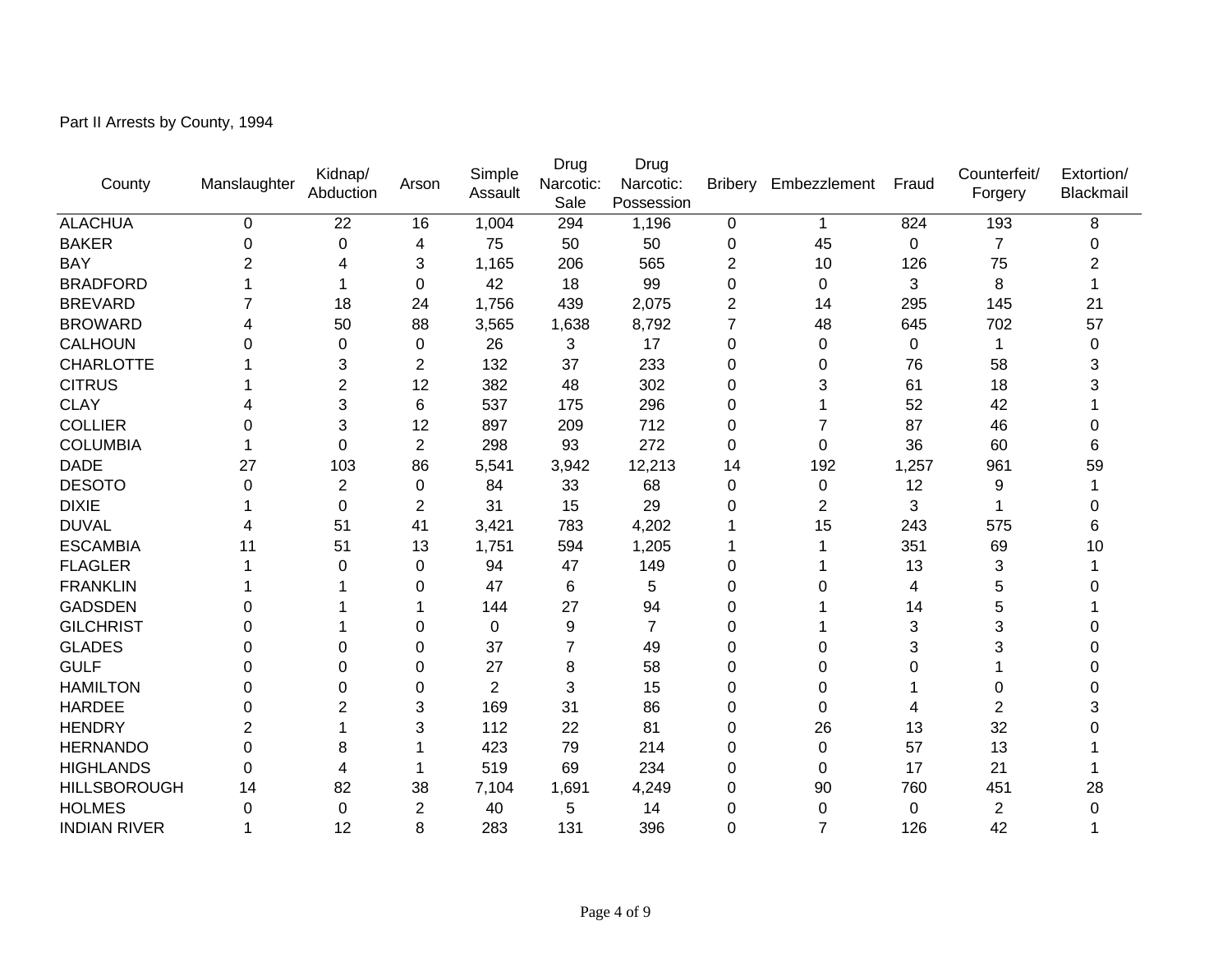Part II Arrests by County, 1994

| County | Manslaughter | Kidnap/ Abduction | Arson | Simple Assault | Drug Narcotic: Sale | Drug Narcotic: Possession | Bribery | Embezzlement | Fraud | Counterfeit/ Forgery | Extortion/ Blackmail |
|---|---|---|---|---|---|---|---|---|---|---|---|
| ALACHUA | 0 | 22 | 16 | 1,004 | 294 | 1,196 | 0 | 1 | 824 | 193 | 8 |
| BAKER | 0 | 0 | 4 | 75 | 50 | 50 | 0 | 45 | 0 | 7 | 0 |
| BAY | 2 | 4 | 3 | 1,165 | 206 | 565 | 2 | 10 | 126 | 75 | 2 |
| BRADFORD | 1 | 1 | 0 | 42 | 18 | 99 | 0 | 0 | 3 | 8 | 1 |
| BREVARD | 7 | 18 | 24 | 1,756 | 439 | 2,075 | 2 | 14 | 295 | 145 | 21 |
| BROWARD | 4 | 50 | 88 | 3,565 | 1,638 | 8,792 | 7 | 48 | 645 | 702 | 57 |
| CALHOUN | 0 | 0 | 0 | 26 | 3 | 17 | 0 | 0 | 0 | 1 | 0 |
| CHARLOTTE | 1 | 3 | 2 | 132 | 37 | 233 | 0 | 0 | 76 | 58 | 3 |
| CITRUS | 1 | 2 | 12 | 382 | 48 | 302 | 0 | 3 | 61 | 18 | 3 |
| CLAY | 4 | 3 | 6 | 537 | 175 | 296 | 0 | 1 | 52 | 42 | 1 |
| COLLIER | 0 | 3 | 12 | 897 | 209 | 712 | 0 | 7 | 87 | 46 | 0 |
| COLUMBIA | 1 | 0 | 2 | 298 | 93 | 272 | 0 | 0 | 36 | 60 | 6 |
| DADE | 27 | 103 | 86 | 5,541 | 3,942 | 12,213 | 14 | 192 | 1,257 | 961 | 59 |
| DESOTO | 0 | 2 | 0 | 84 | 33 | 68 | 0 | 0 | 12 | 9 | 1 |
| DIXIE | 1 | 0 | 2 | 31 | 15 | 29 | 0 | 2 | 3 | 1 | 0 |
| DUVAL | 4 | 51 | 41 | 3,421 | 783 | 4,202 | 1 | 15 | 243 | 575 | 6 |
| ESCAMBIA | 11 | 51 | 13 | 1,751 | 594 | 1,205 | 1 | 1 | 351 | 69 | 10 |
| FLAGLER | 1 | 0 | 0 | 94 | 47 | 149 | 0 | 1 | 13 | 3 | 1 |
| FRANKLIN | 1 | 1 | 0 | 47 | 6 | 5 | 0 | 0 | 4 | 5 | 0 |
| GADSDEN | 0 | 1 | 1 | 144 | 27 | 94 | 0 | 1 | 14 | 5 | 1 |
| GILCHRIST | 0 | 1 | 0 | 0 | 9 | 7 | 0 | 1 | 3 | 3 | 0 |
| GLADES | 0 | 0 | 0 | 37 | 7 | 49 | 0 | 0 | 3 | 3 | 0 |
| GULF | 0 | 0 | 0 | 27 | 8 | 58 | 0 | 0 | 0 | 1 | 0 |
| HAMILTON | 0 | 0 | 0 | 2 | 3 | 15 | 0 | 0 | 1 | 0 | 0 |
| HARDEE | 0 | 2 | 3 | 169 | 31 | 86 | 0 | 0 | 4 | 2 | 3 |
| HENDRY | 2 | 1 | 3 | 112 | 22 | 81 | 0 | 26 | 13 | 32 | 0 |
| HERNANDO | 0 | 8 | 1 | 423 | 79 | 214 | 0 | 0 | 57 | 13 | 1 |
| HIGHLANDS | 0 | 4 | 1 | 519 | 69 | 234 | 0 | 0 | 17 | 21 | 1 |
| HILLSBOROUGH | 14 | 82 | 38 | 7,104 | 1,691 | 4,249 | 0 | 90 | 760 | 451 | 28 |
| HOLMES | 0 | 0 | 2 | 40 | 5 | 14 | 0 | 0 | 0 | 2 | 0 |
| INDIAN RIVER | 1 | 12 | 8 | 283 | 131 | 396 | 0 | 7 | 126 | 42 | 1 |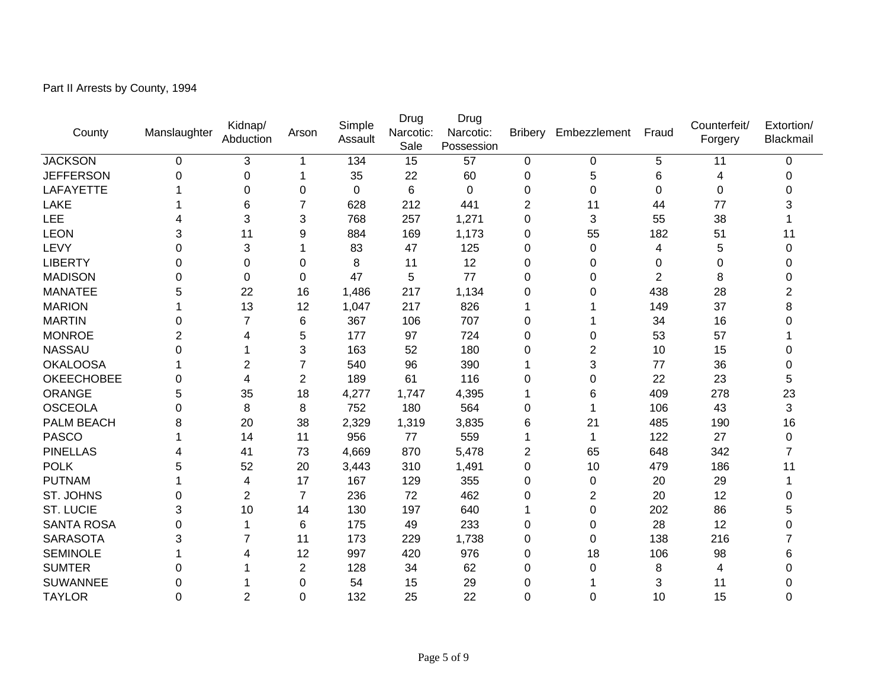Part II Arrests by County, 1994

| County | Manslaughter | Kidnap/ Abduction | Arson | Simple Assault | Drug Narcotic: Sale | Drug Narcotic: Possession | Bribery | Embezzlement | Fraud | Counterfeit/ Forgery | Extortion/ Blackmail |
|---|---|---|---|---|---|---|---|---|---|---|---|
| JACKSON | 0 | 3 | 1 | 134 | 15 | 57 | 0 | 0 | 5 | 11 | 0 |
| JEFFERSON | 0 | 0 | 1 | 35 | 22 | 60 | 0 | 5 | 6 | 4 | 0 |
| LAFAYETTE | 1 | 0 | 0 | 0 | 6 | 0 | 0 | 0 | 0 | 0 | 0 |
| LAKE | 1 | 6 | 7 | 628 | 212 | 441 | 2 | 11 | 44 | 77 | 3 |
| LEE | 4 | 3 | 3 | 768 | 257 | 1,271 | 0 | 3 | 55 | 38 | 1 |
| LEON | 3 | 11 | 9 | 884 | 169 | 1,173 | 0 | 55 | 182 | 51 | 11 |
| LEVY | 0 | 3 | 1 | 83 | 47 | 125 | 0 | 0 | 4 | 5 | 0 |
| LIBERTY | 0 | 0 | 0 | 8 | 11 | 12 | 0 | 0 | 0 | 0 | 0 |
| MADISON | 0 | 0 | 0 | 47 | 5 | 77 | 0 | 0 | 2 | 8 | 0 |
| MANATEE | 5 | 22 | 16 | 1,486 | 217 | 1,134 | 0 | 0 | 438 | 28 | 2 |
| MARION | 1 | 13 | 12 | 1,047 | 217 | 826 | 1 | 1 | 149 | 37 | 8 |
| MARTIN | 0 | 7 | 6 | 367 | 106 | 707 | 0 | 1 | 34 | 16 | 0 |
| MONROE | 2 | 4 | 5 | 177 | 97 | 724 | 0 | 0 | 53 | 57 | 1 |
| NASSAU | 0 | 1 | 3 | 163 | 52 | 180 | 0 | 2 | 10 | 15 | 0 |
| OKALOOSA | 1 | 2 | 7 | 540 | 96 | 390 | 1 | 3 | 77 | 36 | 0 |
| OKEECHOBEE | 0 | 4 | 2 | 189 | 61 | 116 | 0 | 0 | 22 | 23 | 5 |
| ORANGE | 5 | 35 | 18 | 4,277 | 1,747 | 4,395 | 1 | 6 | 409 | 278 | 23 |
| OSCEOLA | 0 | 8 | 8 | 752 | 180 | 564 | 0 | 1 | 106 | 43 | 3 |
| PALM BEACH | 8 | 20 | 38 | 2,329 | 1,319 | 3,835 | 6 | 21 | 485 | 190 | 16 |
| PASCO | 1 | 14 | 11 | 956 | 77 | 559 | 1 | 1 | 122 | 27 | 0 |
| PINELLAS | 4 | 41 | 73 | 4,669 | 870 | 5,478 | 2 | 65 | 648 | 342 | 7 |
| POLK | 5 | 52 | 20 | 3,443 | 310 | 1,491 | 0 | 10 | 479 | 186 | 11 |
| PUTNAM | 1 | 4 | 17 | 167 | 129 | 355 | 0 | 0 | 20 | 29 | 1 |
| ST. JOHNS | 0 | 2 | 7 | 236 | 72 | 462 | 0 | 2 | 20 | 12 | 0 |
| ST. LUCIE | 3 | 10 | 14 | 130 | 197 | 640 | 1 | 0 | 202 | 86 | 5 |
| SANTA ROSA | 0 | 1 | 6 | 175 | 49 | 233 | 0 | 0 | 28 | 12 | 0 |
| SARASOTA | 3 | 7 | 11 | 173 | 229 | 1,738 | 0 | 0 | 138 | 216 | 7 |
| SEMINOLE | 1 | 4 | 12 | 997 | 420 | 976 | 0 | 18 | 106 | 98 | 6 |
| SUMTER | 0 | 1 | 2 | 128 | 34 | 62 | 0 | 0 | 8 | 4 | 0 |
| SUWANNEE | 0 | 1 | 0 | 54 | 15 | 29 | 0 | 1 | 3 | 11 | 0 |
| TAYLOR | 0 | 2 | 0 | 132 | 25 | 22 | 0 | 0 | 10 | 15 | 0 |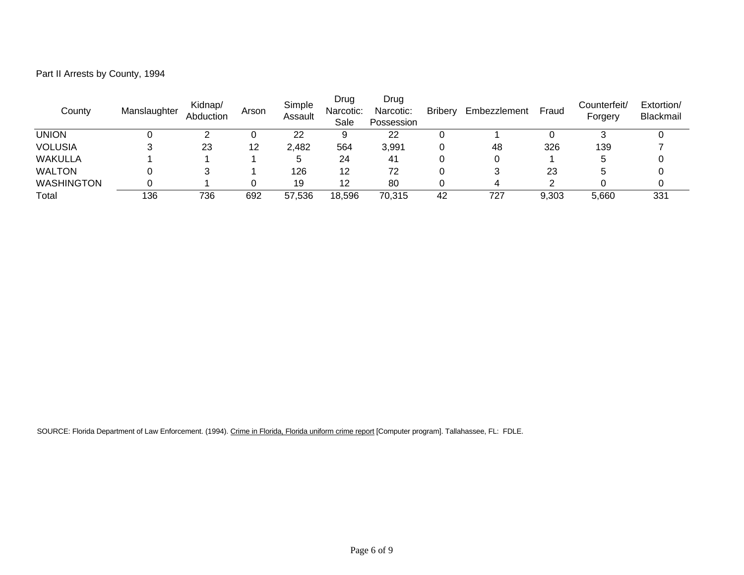Part II Arrests by County, 1994

| County | Manslaughter | Kidnap/ Abduction | Arson | Simple Assault | Drug Narcotic: Sale | Drug Narcotic: Possession | Bribery | Embezzlement | Fraud | Counterfeit/ Forgery | Extortion/ Blackmail |
|---|---|---|---|---|---|---|---|---|---|---|---|
| UNION | 0 | 2 | 0 | 22 | 9 | 22 | 0 | 1 | 0 | 3 | 0 |
| VOLUSIA | 3 | 23 | 12 | 2,482 | 564 | 3,991 | 0 | 48 | 326 | 139 | 7 |
| WAKULLA | 1 | 1 | 1 | 5 | 24 | 41 | 0 | 0 | 1 | 5 | 0 |
| WALTON | 0 | 3 | 1 | 126 | 12 | 72 | 0 | 3 | 23 | 5 | 0 |
| WASHINGTON | 0 | 1 | 0 | 19 | 12 | 80 | 0 | 4 | 2 | 0 | 0 |
| Total | 136 | 736 | 692 | 57,536 | 18,596 | 70,315 | 42 | 727 | 9,303 | 5,660 | 331 |

SOURCE: Florida Department of Law Enforcement. (1994). Crime in Florida, Florida uniform crime report [Computer program]. Tallahassee, FL: FDLE.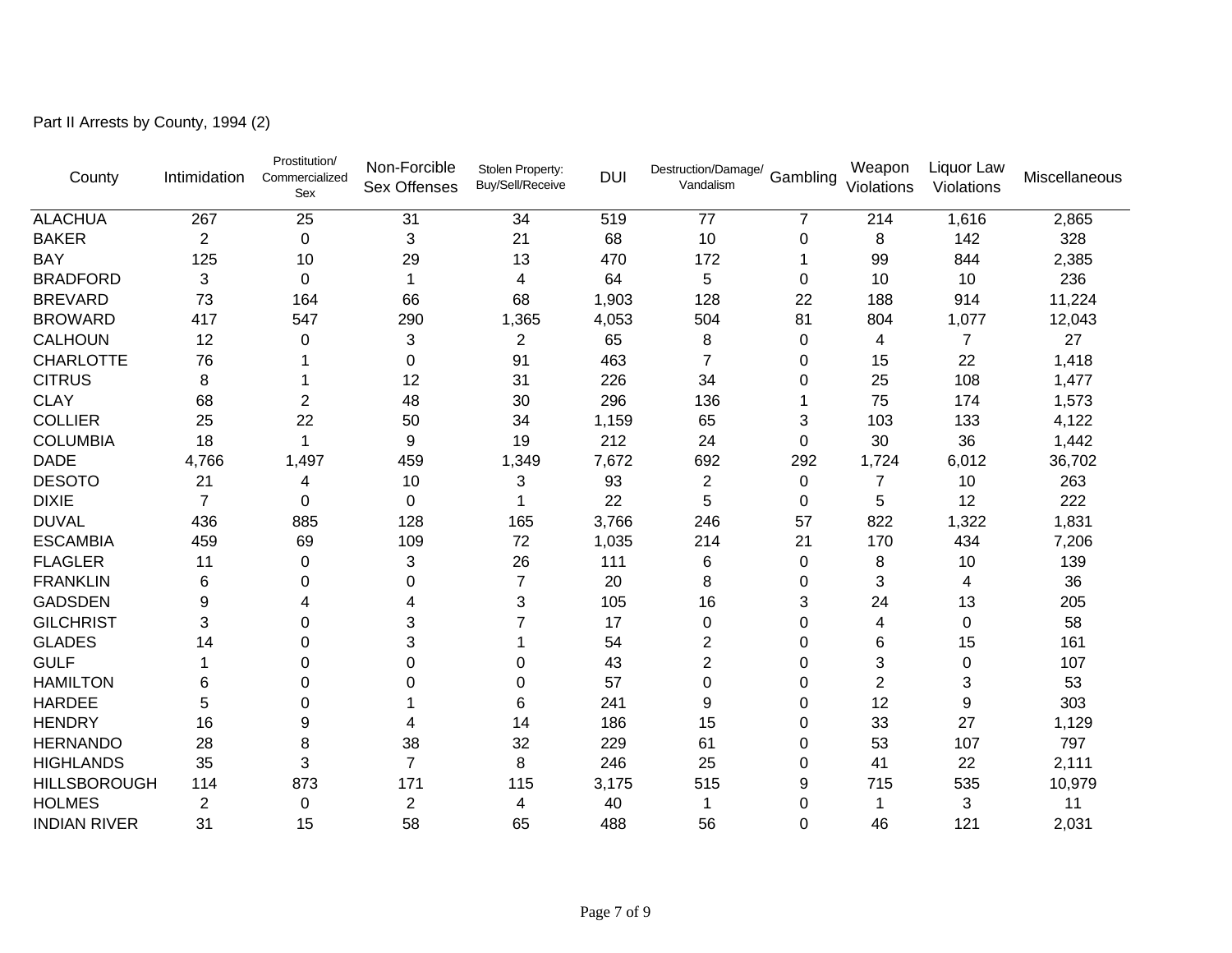Part II Arrests by County, 1994 (2)

| County | Intimidation | Prostitution/ Commercialized Sex | Non-Forcible Sex Offenses | Stolen Property: Buy/Sell/Receive | DUI | Destruction/Damage/ Vandalism | Gambling | Weapon Violations | Liquor Law Violations | Miscellaneous |
|---|---|---|---|---|---|---|---|---|---|---|
| ALACHUA | 267 | 25 | 31 | 34 | 519 | 77 | 7 | 214 | 1,616 | 2,865 |
| BAKER | 2 | 0 | 3 | 21 | 68 | 10 | 0 | 8 | 142 | 328 |
| BAY | 125 | 10 | 29 | 13 | 470 | 172 | 1 | 99 | 844 | 2,385 |
| BRADFORD | 3 | 0 | 1 | 4 | 64 | 5 | 0 | 10 | 10 | 236 |
| BREVARD | 73 | 164 | 66 | 68 | 1,903 | 128 | 22 | 188 | 914 | 11,224 |
| BROWARD | 417 | 547 | 290 | 1,365 | 4,053 | 504 | 81 | 804 | 1,077 | 12,043 |
| CALHOUN | 12 | 0 | 3 | 2 | 65 | 8 | 0 | 4 | 7 | 27 |
| CHARLOTTE | 76 | 1 | 0 | 91 | 463 | 7 | 0 | 15 | 22 | 1,418 |
| CITRUS | 8 | 1 | 12 | 31 | 226 | 34 | 0 | 25 | 108 | 1,477 |
| CLAY | 68 | 2 | 48 | 30 | 296 | 136 | 1 | 75 | 174 | 1,573 |
| COLLIER | 25 | 22 | 50 | 34 | 1,159 | 65 | 3 | 103 | 133 | 4,122 |
| COLUMBIA | 18 | 1 | 9 | 19 | 212 | 24 | 0 | 30 | 36 | 1,442 |
| DADE | 4,766 | 1,497 | 459 | 1,349 | 7,672 | 692 | 292 | 1,724 | 6,012 | 36,702 |
| DESOTO | 21 | 4 | 10 | 3 | 93 | 2 | 0 | 7 | 10 | 263 |
| DIXIE | 7 | 0 | 0 | 1 | 22 | 5 | 0 | 5 | 12 | 222 |
| DUVAL | 436 | 885 | 128 | 165 | 3,766 | 246 | 57 | 822 | 1,322 | 1,831 |
| ESCAMBIA | 459 | 69 | 109 | 72 | 1,035 | 214 | 21 | 170 | 434 | 7,206 |
| FLAGLER | 11 | 0 | 3 | 26 | 111 | 6 | 0 | 8 | 10 | 139 |
| FRANKLIN | 6 | 0 | 0 | 7 | 20 | 8 | 0 | 3 | 4 | 36 |
| GADSDEN | 9 | 4 | 4 | 3 | 105 | 16 | 3 | 24 | 13 | 205 |
| GILCHRIST | 3 | 0 | 3 | 7 | 17 | 0 | 0 | 4 | 0 | 58 |
| GLADES | 14 | 0 | 3 | 1 | 54 | 2 | 0 | 6 | 15 | 161 |
| GULF | 1 | 0 | 0 | 0 | 43 | 2 | 0 | 3 | 0 | 107 |
| HAMILTON | 6 | 0 | 0 | 0 | 57 | 0 | 0 | 2 | 3 | 53 |
| HARDEE | 5 | 0 | 1 | 6 | 241 | 9 | 0 | 12 | 9 | 303 |
| HENDRY | 16 | 9 | 4 | 14 | 186 | 15 | 0 | 33 | 27 | 1,129 |
| HERNANDO | 28 | 8 | 38 | 32 | 229 | 61 | 0 | 53 | 107 | 797 |
| HIGHLANDS | 35 | 3 | 7 | 8 | 246 | 25 | 0 | 41 | 22 | 2,111 |
| HILLSBOROUGH | 114 | 873 | 171 | 115 | 3,175 | 515 | 9 | 715 | 535 | 10,979 |
| HOLMES | 2 | 0 | 2 | 4 | 40 | 1 | 0 | 1 | 3 | 11 |
| INDIAN RIVER | 31 | 15 | 58 | 65 | 488 | 56 | 0 | 46 | 121 | 2,031 |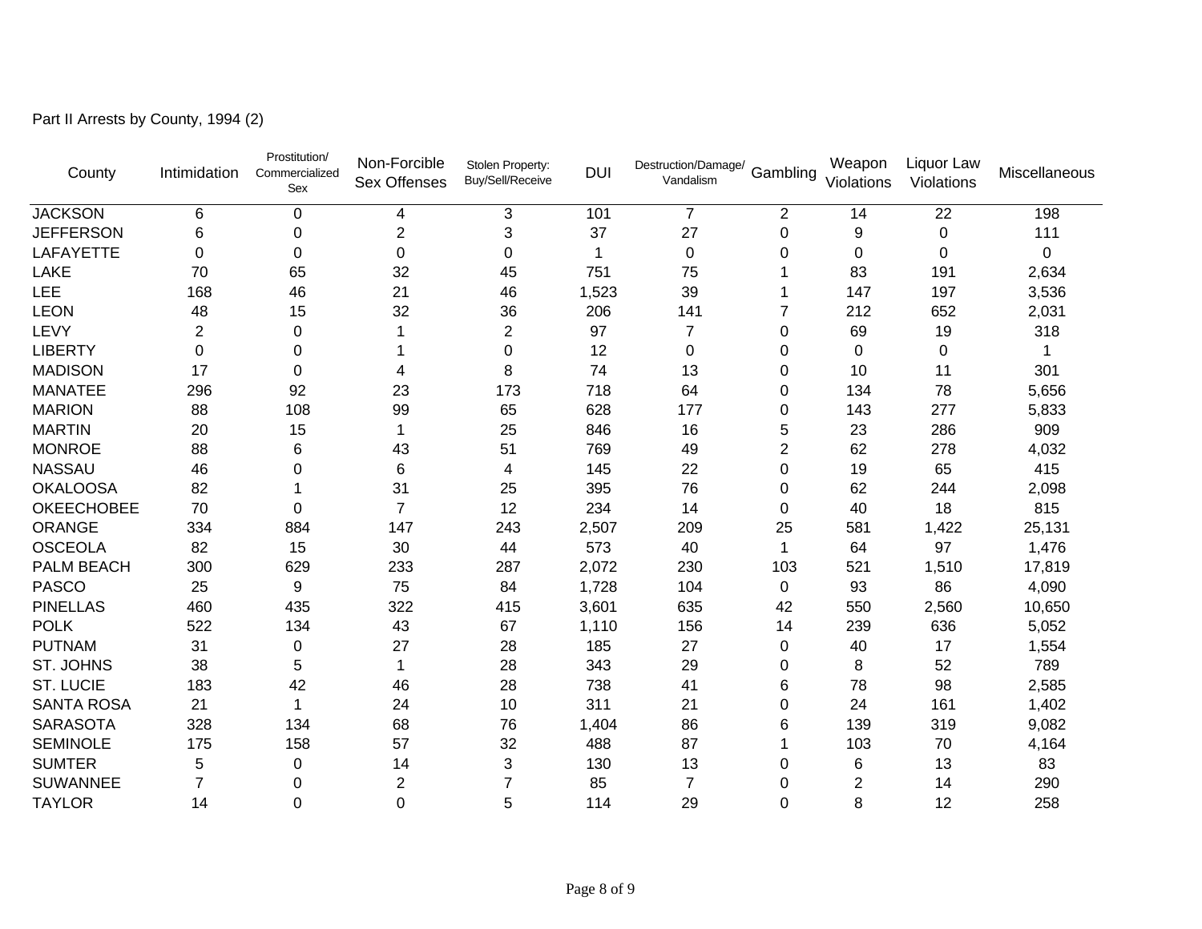Part II Arrests by County, 1994 (2)

| County | Intimidation | Prostitution/ Commercialized Sex | Non-Forcible Sex Offenses | Stolen Property: Buy/Sell/Receive | DUI | Destruction/Damage/ Vandalism | Gambling | Weapon Violations | Liquor Law Violations | Miscellaneous |
|---|---|---|---|---|---|---|---|---|---|---|
| JACKSON | 6 | 0 | 4 | 3 | 101 | 7 | 2 | 14 | 22 | 198 |
| JEFFERSON | 6 | 0 | 2 | 3 | 37 | 27 | 0 | 9 | 0 | 111 |
| LAFAYETTE | 0 | 0 | 0 | 0 | 1 | 0 | 0 | 0 | 0 | 0 |
| LAKE | 70 | 65 | 32 | 45 | 751 | 75 | 1 | 83 | 191 | 2,634 |
| LEE | 168 | 46 | 21 | 46 | 1,523 | 39 | 1 | 147 | 197 | 3,536 |
| LEON | 48 | 15 | 32 | 36 | 206 | 141 | 7 | 212 | 652 | 2,031 |
| LEVY | 2 | 0 | 1 | 2 | 97 | 7 | 0 | 69 | 19 | 318 |
| LIBERTY | 0 | 0 | 1 | 0 | 12 | 0 | 0 | 0 | 0 | 1 |
| MADISON | 17 | 0 | 4 | 8 | 74 | 13 | 0 | 10 | 11 | 301 |
| MANATEE | 296 | 92 | 23 | 173 | 718 | 64 | 0 | 134 | 78 | 5,656 |
| MARION | 88 | 108 | 99 | 65 | 628 | 177 | 0 | 143 | 277 | 5,833 |
| MARTIN | 20 | 15 | 1 | 25 | 846 | 16 | 5 | 23 | 286 | 909 |
| MONROE | 88 | 6 | 43 | 51 | 769 | 49 | 2 | 62 | 278 | 4,032 |
| NASSAU | 46 | 0 | 6 | 4 | 145 | 22 | 0 | 19 | 65 | 415 |
| OKALOOSA | 82 | 1 | 31 | 25 | 395 | 76 | 0 | 62 | 244 | 2,098 |
| OKEECHOBEE | 70 | 0 | 7 | 12 | 234 | 14 | 0 | 40 | 18 | 815 |
| ORANGE | 334 | 884 | 147 | 243 | 2,507 | 209 | 25 | 581 | 1,422 | 25,131 |
| OSCEOLA | 82 | 15 | 30 | 44 | 573 | 40 | 1 | 64 | 97 | 1,476 |
| PALM BEACH | 300 | 629 | 233 | 287 | 2,072 | 230 | 103 | 521 | 1,510 | 17,819 |
| PASCO | 25 | 9 | 75 | 84 | 1,728 | 104 | 0 | 93 | 86 | 4,090 |
| PINELLAS | 460 | 435 | 322 | 415 | 3,601 | 635 | 42 | 550 | 2,560 | 10,650 |
| POLK | 522 | 134 | 43 | 67 | 1,110 | 156 | 14 | 239 | 636 | 5,052 |
| PUTNAM | 31 | 0 | 27 | 28 | 185 | 27 | 0 | 40 | 17 | 1,554 |
| ST. JOHNS | 38 | 5 | 1 | 28 | 343 | 29 | 0 | 8 | 52 | 789 |
| ST. LUCIE | 183 | 42 | 46 | 28 | 738 | 41 | 6 | 78 | 98 | 2,585 |
| SANTA ROSA | 21 | 1 | 24 | 10 | 311 | 21 | 0 | 24 | 161 | 1,402 |
| SARASOTA | 328 | 134 | 68 | 76 | 1,404 | 86 | 6 | 139 | 319 | 9,082 |
| SEMINOLE | 175 | 158 | 57 | 32 | 488 | 87 | 1 | 103 | 70 | 4,164 |
| SUMTER | 5 | 0 | 14 | 3 | 130 | 13 | 0 | 6 | 13 | 83 |
| SUWANNEE | 7 | 0 | 2 | 7 | 85 | 7 | 0 | 2 | 14 | 290 |
| TAYLOR | 14 | 0 | 0 | 5 | 114 | 29 | 0 | 8 | 12 | 258 |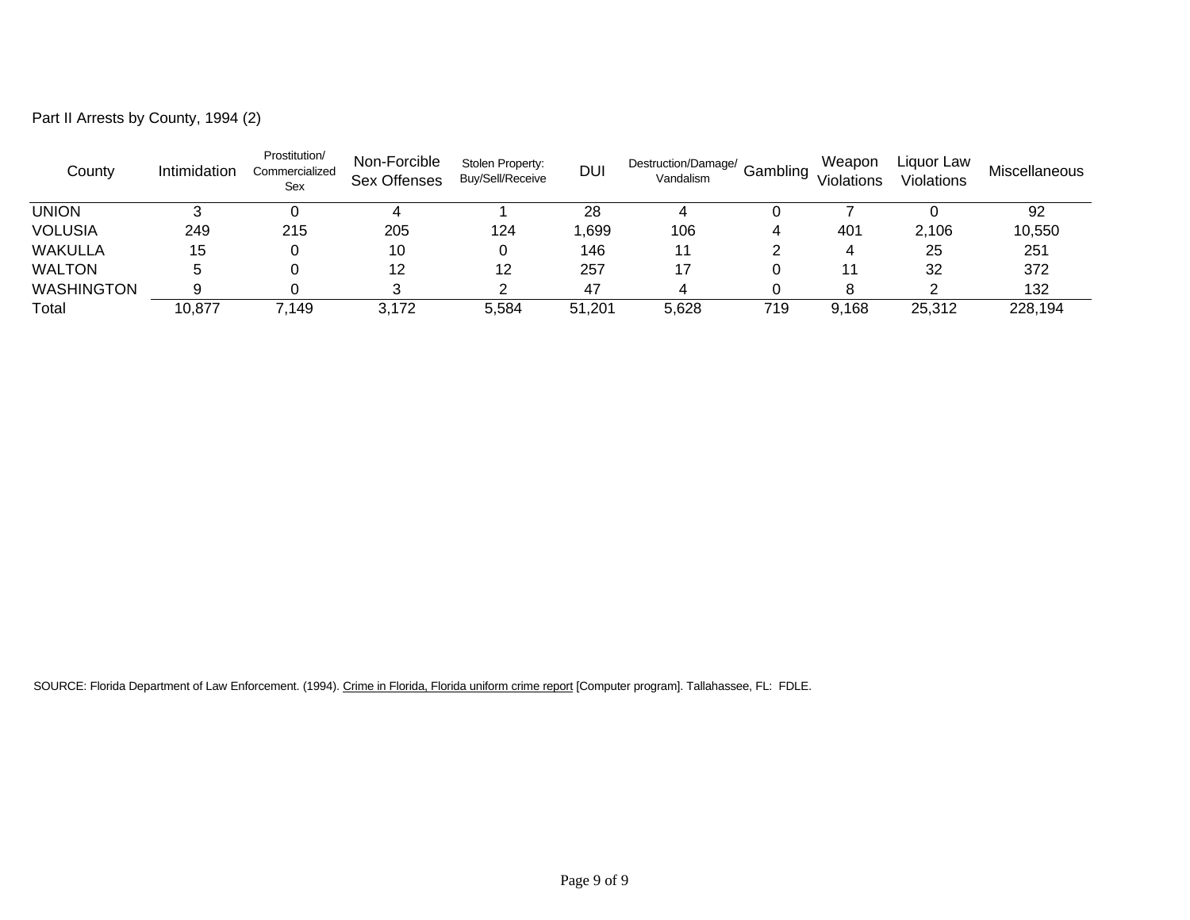Part II Arrests by County, 1994 (2)

| County | Intimidation | Prostitution/ Commercialized Sex | Non-Forcible Sex Offenses | Stolen Property: Buy/Sell/Receive | DUI | Destruction/Damage/ Vandalism | Gambling | Weapon Violations | Liquor Law Violations | Miscellaneous |
|---|---|---|---|---|---|---|---|---|---|---|
| UNION | 3 | 0 | 4 | 1 | 28 | 4 | 0 | 7 | 0 | 92 |
| VOLUSIA | 249 | 215 | 205 | 124 | 1,699 | 106 | 4 | 401 | 2,106 | 10,550 |
| WAKULLA | 15 | 0 | 10 | 0 | 146 | 11 | 2 | 4 | 25 | 251 |
| WALTON | 5 | 0 | 12 | 12 | 257 | 17 | 0 | 11 | 32 | 372 |
| WASHINGTON | 9 | 0 | 3 | 2 | 47 | 4 | 0 | 8 | 2 | 132 |
| Total | 10,877 | 7,149 | 3,172 | 5,584 | 51,201 | 5,628 | 719 | 9,168 | 25,312 | 228,194 |

SOURCE: Florida Department of Law Enforcement. (1994). Crime in Florida, Florida uniform crime report [Computer program]. Tallahassee, FL: FDLE.